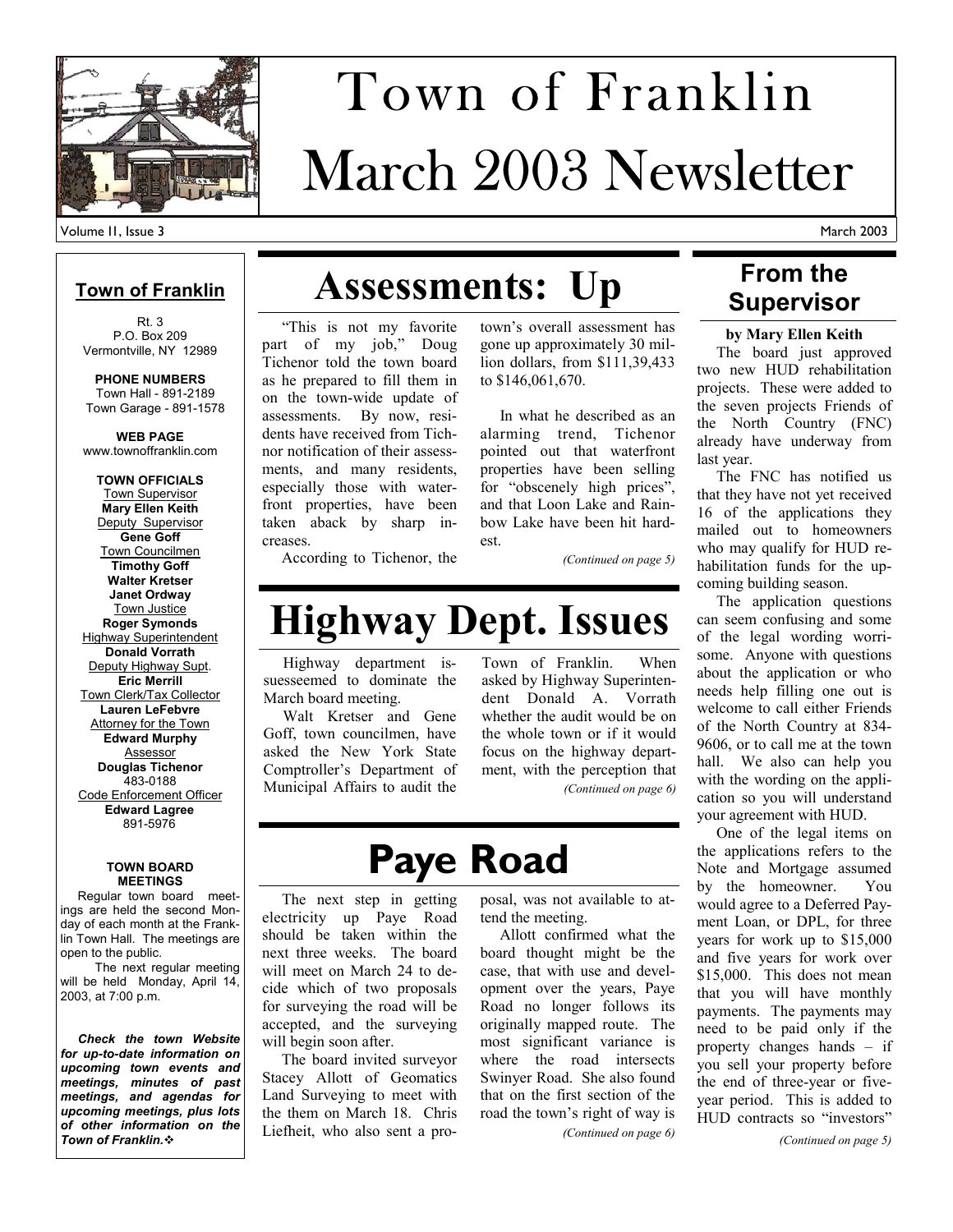# Town of Franklin March 2003 Newsletter

Volume II, Issue 3 — March 2003

## Town of Franklin

Rt. 3
P.O. Box 209
Vermontville, NY 12989

**PHONE NUMBERS**
Town Hall - 891-2189
Town Garage - 891-1578

**WEB PAGE**
www.townoffranklin.com

**TOWN OFFICIALS**

Town Supervisor
**Mary Ellen Keith**
Deputy Supervisor
**Gene Goff**
Town Councilmen
**Timothy Goff**
**Walter Kretser**
**Janet Ordway**
Town Justice
**Roger Symonds**
Highway Superintendent
**Donald Vorrath**
Deputy Highway Supt.
**Eric Merrill**
Town Clerk/Tax Collector
**Lauren LeFebvre**
Attorney for the Town
**Edward Murphy**
Assessor
**Douglas Tichenor**
483-0188
Code Enforcement Officer
**Edward Lagree**
891-5976

**TOWN BOARD MEETINGS**

Regular town board meetings are held the second Monday of each month at the Franklin Town Hall. The meetings are open to the public.

The next regular meeting will be held Monday, April 14, 2003, at 7:00 p.m.

***Check the town Website for up-to-date information on upcoming town events and meetings, minutes of past meetings, and agendas for upcoming meetings, plus lots of other information on the Town of Franklin.***❖

# Assessments: Up

"This is not my favorite part of my job," Doug Tichenor told the town board as he prepared to fill them in on the town-wide update of assessments. By now, residents have received from Tichnor notification of their assessments, and many residents, especially those with waterfront properties, have been taken aback by sharp increases.

According to Tichenor, the town's overall assessment has gone up approximately 30 million dollars, from $111,39,433 to $146,061,670.

In what he described as an alarming trend, Tichenor pointed out that waterfront properties have been selling for "obscenely high prices", and that Loon Lake and Rainbow Lake have been hit hardest.

*(Continued on page 5)*

# Highway Dept. Issues

Highway department issuesseemed to dominate the March board meeting.

Walt Kretser and Gene Goff, town councilmen, have asked the New York State Comptroller's Department of Municipal Affairs to audit the Town of Franklin. When asked by Highway Superintendent Donald A. Vorrath whether the audit would be on the whole town or if it would focus on the highway department, with the perception that

*(Continued on page 6)*

# Paye Road

The next step in getting electricity up Paye Road should be taken within the next three weeks. The board will meet on March 24 to decide which of two proposals for surveying the road will be accepted, and the surveying will begin soon after.

The board invited surveyor Stacey Allott of Geomatics Land Surveying to meet with the them on March 18. Chris Liefheit, who also sent a proposal, was not available to attend the meeting.

Allott confirmed what the board thought might be the case, that with use and development over the years, Paye Road no longer follows its originally mapped route. The most significant variance is where the road intersects Swinyer Road. She also found that on the first section of the road the town's right of way is

*(Continued on page 6)*

## From the Supervisor

**by Mary Ellen Keith**

The board just approved two new HUD rehabilitation projects. These were added to the seven projects Friends of the North Country (FNC) already have underway from last year.

The FNC has notified us that they have not yet received 16 of the applications they mailed out to homeowners who may qualify for HUD rehabilitation funds for the upcoming building season.

The application questions can seem confusing and some of the legal wording worrisome. Anyone with questions about the application or who needs help filling one out is welcome to call either Friends of the North Country at 834-9606, or to call me at the town hall. We also can help you with the wording on the application so you will understand your agreement with HUD.

One of the legal items on the applications refers to the Note and Mortgage assumed by the homeowner. You would agree to a Deferred Payment Loan, or DPL, for three years for work up to $15,000 and five years for work over $15,000. This does not mean that you will have monthly payments. The payments may need to be paid only if the property changes hands – if you sell your property before the end of three-year or five-year period. This is added to HUD contracts so "investors"

*(Continued on page 5)*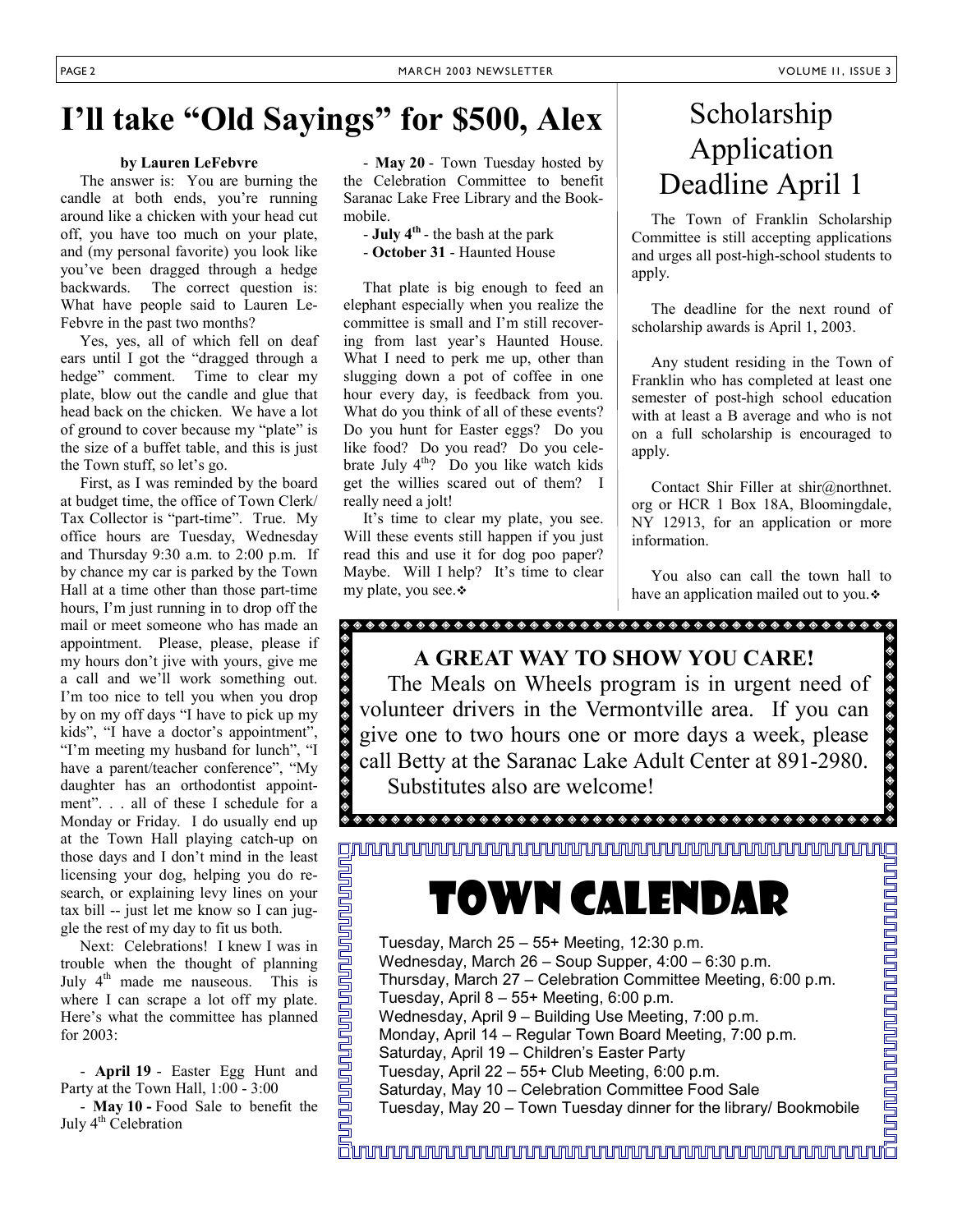# I'll take "Old Sayings" for $500, Alex

**by Lauren LeFebvre**

The answer is: You are burning the candle at both ends, you're running around like a chicken with your head cut off, you have too much on your plate, and (my personal favorite) you look like you've been dragged through a hedge backwards. The correct question is: What have people said to Lauren Le-Febvre in the past two months?

Yes, yes, all of which fell on deaf ears until I got the "dragged through a hedge" comment. Time to clear my plate, blow out the candle and glue that head back on the chicken. We have a lot of ground to cover because my "plate" is the size of a buffet table, and this is just the Town stuff, so let's go.

First, as I was reminded by the board at budget time, the office of Town Clerk/ Tax Collector is "part-time". True. My office hours are Tuesday, Wednesday and Thursday 9:30 a.m. to 2:00 p.m. If by chance my car is parked by the Town Hall at a time other than those part-time hours, I'm just running in to drop off the mail or meet someone who has made an appointment. Please, please, please if my hours don't jive with yours, give me a call and we'll work something out. I'm too nice to tell you when you drop by on my off days "I have to pick up my kids", "I have a doctor's appointment", "I'm meeting my husband for lunch", "I have a parent/teacher conference", "My daughter has an orthodontist appointment". . . all of these I schedule for a Monday or Friday. I do usually end up at the Town Hall playing catch-up on those days and I don't mind in the least licensing your dog, helping you do research, or explaining levy lines on your tax bill -- just let me know so I can juggle the rest of my day to fit us both.

Next: Celebrations! I knew I was in trouble when the thought of planning July 4th made me nauseous. This is where I can scrape a lot off my plate. Here's what the committee has planned for 2003:

- **April 19** - Easter Egg Hunt and Party at the Town Hall, 1:00 - 3:00
- **May 10 -** Food Sale to benefit the July 4th Celebration
- **May 20** - Town Tuesday hosted by the Celebration Committee to benefit Saranac Lake Free Library and the Book-mobile.
- **July 4th** - the bash at the park
- **October 31** - Haunted House

That plate is big enough to feed an elephant especially when you realize the committee is small and I'm still recovering from last year's Haunted House. What I need to perk me up, other than slugging down a pot of coffee in one hour every day, is feedback from you. What do you think of all of these events? Do you hunt for Easter eggs? Do you like food? Do you read? Do you celebrate July 4th? Do you like watch kids get the willies scared out of them? I really need a jolt!

It's time to clear my plate, you see. Will these events still happen if you just read this and use it for dog poo paper? Maybe. Will I help? It's time to clear my plate, you see.❖

# Scholarship Application Deadline April 1

The Town of Franklin Scholarship Committee is still accepting applications and urges all post-high-school students to apply.

The deadline for the next round of scholarship awards is April 1, 2003.

Any student residing in the Town of Franklin who has completed at least one semester of post-high school education with at least a B average and who is not on a full scholarship is encouraged to apply.

Contact Shir Filler at shir@northnet.org or HCR 1 Box 18A, Bloomingdale, NY 12913, for an application or more information.

You also can call the town hall to have an application mailed out to you.❖

**A GREAT WAY TO SHOW YOU CARE!**

The Meals on Wheels program is in urgent need of volunteer drivers in the Vermontville area. If you can give one to two hours one or more days a week, please call Betty at the Saranac Lake Adult Center at 891-2980. Substitutes also are welcome!

# Town Calendar

Tuesday, March 25 – 55+ Meeting, 12:30 p.m.
Wednesday, March 26 – Soup Supper, 4:00 – 6:30 p.m.
Thursday, March 27 – Celebration Committee Meeting, 6:00 p.m.
Tuesday, April 8 – 55+ Meeting, 6:00 p.m.
Wednesday, April 9 – Building Use Meeting, 7:00 p.m.
Monday, April 14 – Regular Town Board Meeting, 7:00 p.m.
Saturday, April 19 – Children's Easter Party
Tuesday, April 22 – 55+ Club Meeting, 6:00 p.m.
Saturday, May 10 – Celebration Committee Food Sale
Tuesday, May 20 – Town Tuesday dinner for the library/ Bookmobile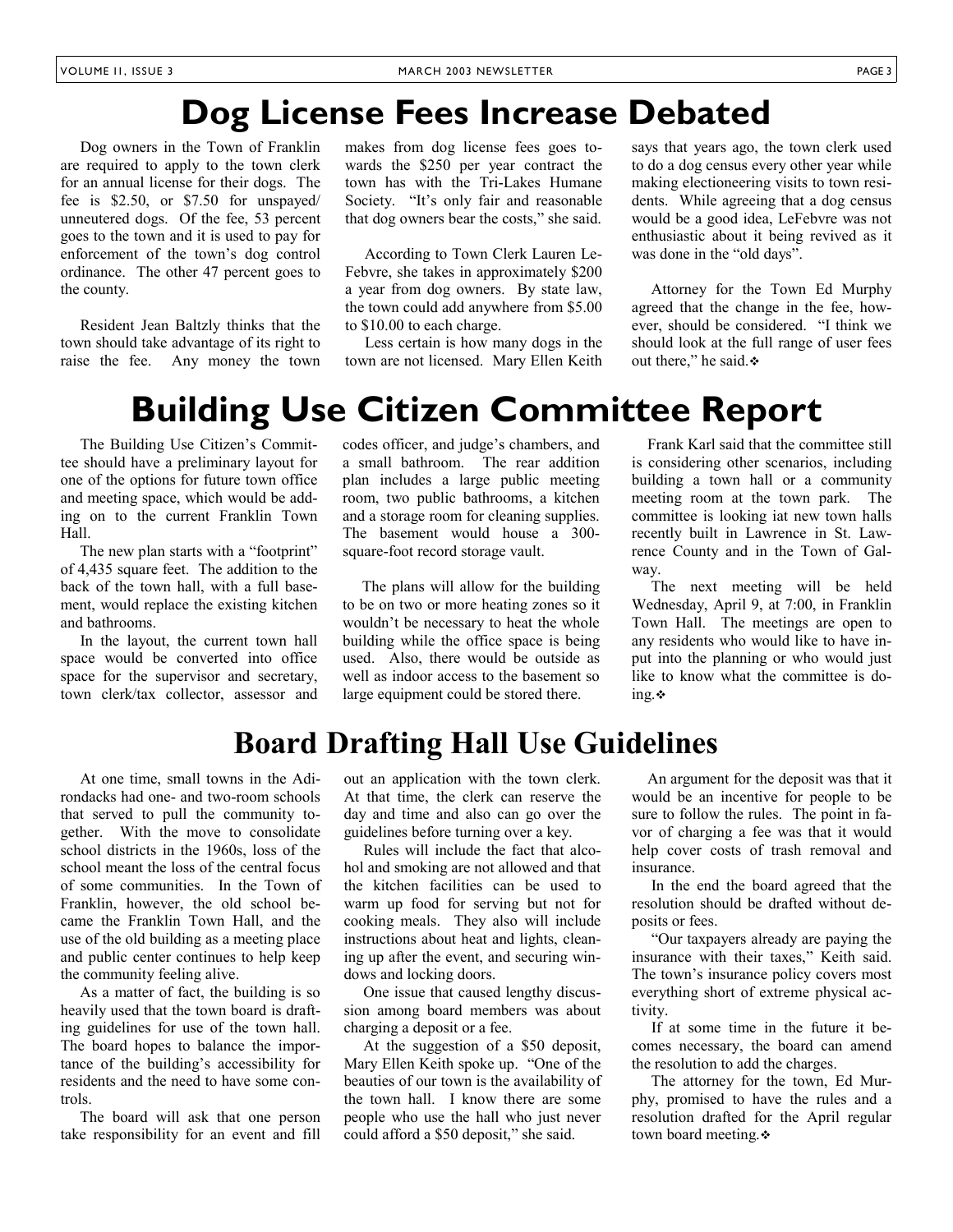# Dog License Fees Increase Debated

Dog owners in the Town of Franklin are required to apply to the town clerk for an annual license for their dogs. The fee is $2.50, or $7.50 for unspayed/ unneutered dogs. Of the fee, 53 percent goes to the town and it is used to pay for enforcement of the town's dog control ordinance. The other 47 percent goes to the county.

Resident Jean Baltzly thinks that the town should take advantage of its right to raise the fee. Any money the town makes from dog license fees goes towards the $250 per year contract the town has with the Tri-Lakes Humane Society. "It's only fair and reasonable that dog owners bear the costs," she said.

According to Town Clerk Lauren LeFebvre, she takes in approximately $200 a year from dog owners. By state law, the town could add anywhere from $5.00 to $10.00 to each charge.

Less certain is how many dogs in the town are not licensed. Mary Ellen Keith says that years ago, the town clerk used to do a dog census every other year while making electioneering visits to town residents. While agreeing that a dog census would be a good idea, LeFebvre was not enthusiastic about it being revived as it was done in the "old days".

Attorney for the Town Ed Murphy agreed that the change in the fee, however, should be considered. "I think we should look at the full range of user fees out there," he said.❖

# Building Use Citizen Committee Report

The Building Use Citizen's Committee should have a preliminary layout for one of the options for future town office and meeting space, which would be adding on to the current Franklin Town Hall.

The new plan starts with a "footprint" of 4,435 square feet. The addition to the back of the town hall, with a full basement, would replace the existing kitchen and bathrooms.

In the layout, the current town hall space would be converted into office space for the supervisor and secretary, town clerk/tax collector, assessor and codes officer, and judge's chambers, and a small bathroom. The rear addition plan includes a large public meeting room, two public bathrooms, a kitchen and a storage room for cleaning supplies. The basement would house a 300-square-foot record storage vault.

The plans will allow for the building to be on two or more heating zones so it wouldn't be necessary to heat the whole building while the office space is being used. Also, there would be outside as well as indoor access to the basement so large equipment could be stored there.

Frank Karl said that the committee still is considering other scenarios, including building a town hall or a community meeting room at the town park. The committee is looking iat new town halls recently built in Lawrence in St. Lawrence County and in the Town of Galway.

The next meeting will be held Wednesday, April 9, at 7:00, in Franklin Town Hall. The meetings are open to any residents who would like to have input into the planning or who would just like to know what the committee is doing.❖

# Board Drafting Hall Use Guidelines

At one time, small towns in the Adirondacks had one- and two-room schools that served to pull the community together. With the move to consolidate school districts in the 1960s, loss of the school meant the loss of the central focus of some communities. In the Town of Franklin, however, the old school became the Franklin Town Hall, and the use of the old building as a meeting place and public center continues to help keep the community feeling alive.

As a matter of fact, the building is so heavily used that the town board is drafting guidelines for use of the town hall. The board hopes to balance the importance of the building's accessibility for residents and the need to have some controls.

The board will ask that one person take responsibility for an event and fill out an application with the town clerk. At that time, the clerk can reserve the day and time and also can go over the guidelines before turning over a key.

Rules will include the fact that alcohol and smoking are not allowed and that the kitchen facilities can be used to warm up food for serving but not for cooking meals. They also will include instructions about heat and lights, cleaning up after the event, and securing windows and locking doors.

One issue that caused lengthy discussion among board members was about charging a deposit or a fee.

At the suggestion of a $50 deposit, Mary Ellen Keith spoke up. "One of the beauties of our town is the availability of the town hall. I know there are some people who use the hall who just never could afford a $50 deposit," she said.

An argument for the deposit was that it would be an incentive for people to be sure to follow the rules. The point in favor of charging a fee was that it would help cover costs of trash removal and insurance.

In the end the board agreed that the resolution should be drafted without deposits or fees.

"Our taxpayers already are paying the insurance with their taxes," Keith said. The town's insurance policy covers most everything short of extreme physical activity.

If at some time in the future it becomes necessary, the board can amend the resolution to add the charges.

The attorney for the town, Ed Murphy, promised to have the rules and a resolution drafted for the April regular town board meeting.❖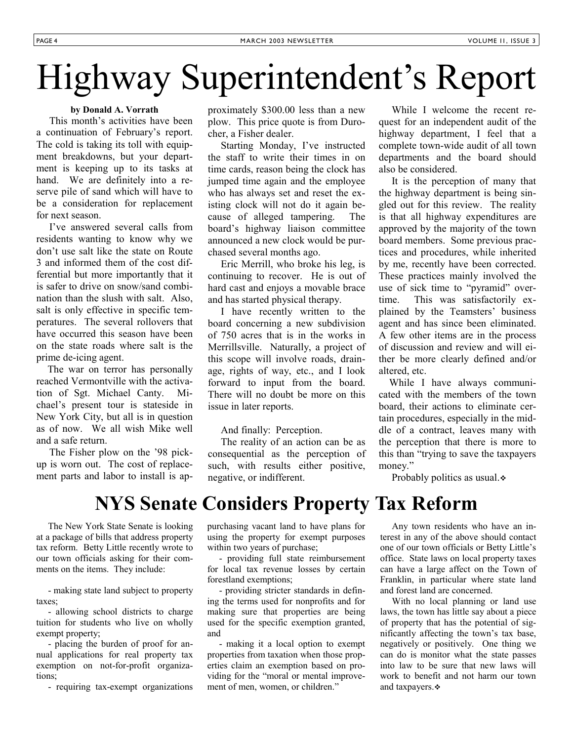# Highway Superintendent's Report

**by Donald A. Vorrath**

This month's activities have been a continuation of February's report. The cold is taking its toll with equipment breakdowns, but your department is keeping up to its tasks at hand. We are definitely into a reserve pile of sand which will have to be a consideration for replacement for next season.

I've answered several calls from residents wanting to know why we don't use salt like the state on Route 3 and informed them of the cost differential but more importantly that it is safer to drive on snow/sand combination than the slush with salt. Also, salt is only effective in specific temperatures. The several rollovers that have occurred this season have been on the state roads where salt is the prime de-icing agent.

The war on terror has personally reached Vermontville with the activation of Sgt. Michael Canty. Michael's present tour is stateside in New York City, but all is in question as of now. We all wish Mike well and a safe return.

The Fisher plow on the '98 pickup is worn out. The cost of replacement parts and labor to install is approximately $300.00 less than a new plow. This price quote is from Durocher, a Fisher dealer.

Starting Monday, I've instructed the staff to write their times in on time cards, reason being the clock has jumped time again and the employee who has always set and reset the existing clock will not do it again because of alleged tampering. The board's highway liaison committee announced a new clock would be purchased several months ago.

Eric Merrill, who broke his leg, is continuing to recover. He is out of hard cast and enjoys a movable brace and has started physical therapy.

I have recently written to the board concerning a new subdivision of 750 acres that is in the works in Merrillsville. Naturally, a project of this scope will involve roads, drainage, rights of way, etc., and I look forward to input from the board. There will no doubt be more on this issue in later reports.

And finally: Perception.

The reality of an action can be as consequential as the perception of such, with results either positive, negative, or indifferent.

While I welcome the recent request for an independent audit of the highway department, I feel that a complete town-wide audit of all town departments and the board should also be considered.

It is the perception of many that the highway department is being singled out for this review. The reality is that all highway expenditures are approved by the majority of the town board members. Some previous practices and procedures, while inherited by me, recently have been corrected. These practices mainly involved the use of sick time to "pyramid" overtime. This was satisfactorily explained by the Teamsters' business agent and has since been eliminated. A few other items are in the process of discussion and review and will either be more clearly defined and/or altered, etc.

While I have always communicated with the members of the town board, their actions to eliminate certain procedures, especially in the middle of a contract, leaves many with the perception that there is more to this than "trying to save the taxpayers money."

Probably politics as usual.❖

## NYS Senate Considers Property Tax Reform

The New York State Senate is looking at a package of bills that address property tax reform. Betty Little recently wrote to our town officials asking for their comments on the items. They include:

- making state land subject to property taxes;
- allowing school districts to charge tuition for students who live on wholly exempt property;
- placing the burden of proof for annual applications for real property tax exemption on not-for-profit organizations;
- requiring tax-exempt organizations purchasing vacant land to have plans for using the property for exempt purposes within two years of purchase;
- providing full state reimbursement for local tax revenue losses by certain forestland exemptions;
- providing stricter standards in defining the terms used for nonprofits and for making sure that properties are being used for the specific exemption granted, and
- making it a local option to exempt properties from taxation when those properties claim an exemption based on providing for the "moral or mental improvement of men, women, or children."

Any town residents who have an interest in any of the above should contact one of our town officials or Betty Little's office. State laws on local property taxes can have a large affect on the Town of Franklin, in particular where state land and forest land are concerned.

With no local planning or land use laws, the town has little say about a piece of property that has the potential of significantly affecting the town's tax base, negatively or positively. One thing we can do is monitor what the state passes into law to be sure that new laws will work to benefit and not harm our town and taxpayers.❖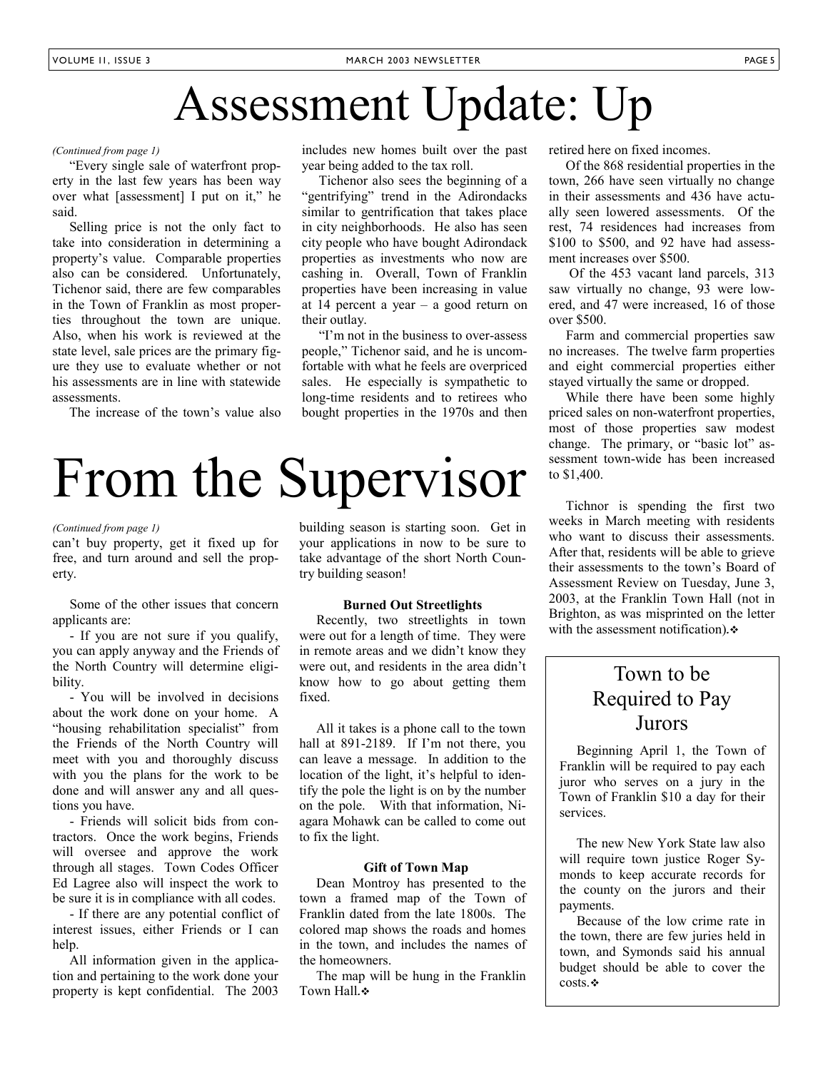# Assessment Update: Up

*(Continued from page 1)*

"Every single sale of waterfront property in the last few years has been way over what [assessment] I put on it," he said.

Selling price is not the only fact to take into consideration in determining a property's value. Comparable properties also can be considered. Unfortunately, Tichenor said, there are few comparables in the Town of Franklin as most properties throughout the town are unique. Also, when his work is reviewed at the state level, sale prices are the primary figure they use to evaluate whether or not his assessments are in line with statewide assessments.

The increase of the town's value also includes new homes built over the past year being added to the tax roll.

Tichenor also sees the beginning of a "gentrifying" trend in the Adirondacks similar to gentrification that takes place in city neighborhoods. He also has seen city people who have bought Adirondack properties as investments who now are cashing in. Overall, Town of Franklin properties have been increasing in value at 14 percent a year – a good return on their outlay.

"I'm not in the business to over-assess people," Tichenor said, and he is uncomfortable with what he feels are overpriced sales. He especially is sympathetic to long-time residents and to retirees who bought properties in the 1970s and then retired here on fixed incomes.

Of the 868 residential properties in the town, 266 have seen virtually no change in their assessments and 436 have actually seen lowered assessments. Of the rest, 74 residences had increases from $100 to $500, and 92 have had assessment increases over $500.

Of the 453 vacant land parcels, 313 saw virtually no change, 93 were lowered, and 47 were increased, 16 of those over $500.

Farm and commercial properties saw no increases. The twelve farm properties and eight commercial properties either stayed virtually the same or dropped.

While there have been some highly priced sales on non-waterfront properties, most of those properties saw modest change. The primary, or "basic lot" assessment town-wide has been increased to $1,400.

Tichnor is spending the first two weeks in March meeting with residents who want to discuss their assessments. After that, residents will be able to grieve their assessments to the town's Board of Assessment Review on Tuesday, June 3, 2003, at the Franklin Town Hall (not in Brighton, as was misprinted on the letter with the assessment notification).❖

# From the Supervisor

*(Continued from page 1)*

can't buy property, get it fixed up for free, and turn around and sell the property.

Some of the other issues that concern applicants are:

- If you are not sure if you qualify, you can apply anyway and the Friends of the North Country will determine eligibility.

- You will be involved in decisions about the work done on your home. A "housing rehabilitation specialist" from the Friends of the North Country will meet with you and thoroughly discuss with you the plans for the work to be done and will answer any and all questions you have.

- Friends will solicit bids from contractors. Once the work begins, Friends will oversee and approve the work through all stages. Town Codes Officer Ed Lagree also will inspect the work to be sure it is in compliance with all codes.

- If there are any potential conflict of interest issues, either Friends or I can help.

All information given in the application and pertaining to the work done your property is kept confidential. The 2003 building season is starting soon. Get in your applications in now to be sure to take advantage of the short North Country building season!

**Burned Out Streetlights**

Recently, two streetlights in town were out for a length of time. They were in remote areas and we didn't know they were out, and residents in the area didn't know how to go about getting them fixed.

All it takes is a phone call to the town hall at 891-2189. If I'm not there, you can leave a message. In addition to the location of the light, it's helpful to identify the pole the light is on by the number on the pole. With that information, Niagara Mohawk can be called to come out to fix the light.

**Gift of Town Map**

Dean Montroy has presented to the town a framed map of the Town of Franklin dated from the late 1800s. The colored map shows the roads and homes in the town, and includes the names of the homeowners.

The map will be hung in the Franklin Town Hall.❖

## Town to be Required to Pay Jurors

Beginning April 1, the Town of Franklin will be required to pay each juror who serves on a jury in the Town of Franklin $10 a day for their services.

The new New York State law also will require town justice Roger Symonds to keep accurate records for the county on the jurors and their payments.

Because of the low crime rate in the town, there are few juries held in town, and Symonds said his annual budget should be able to cover the costs.❖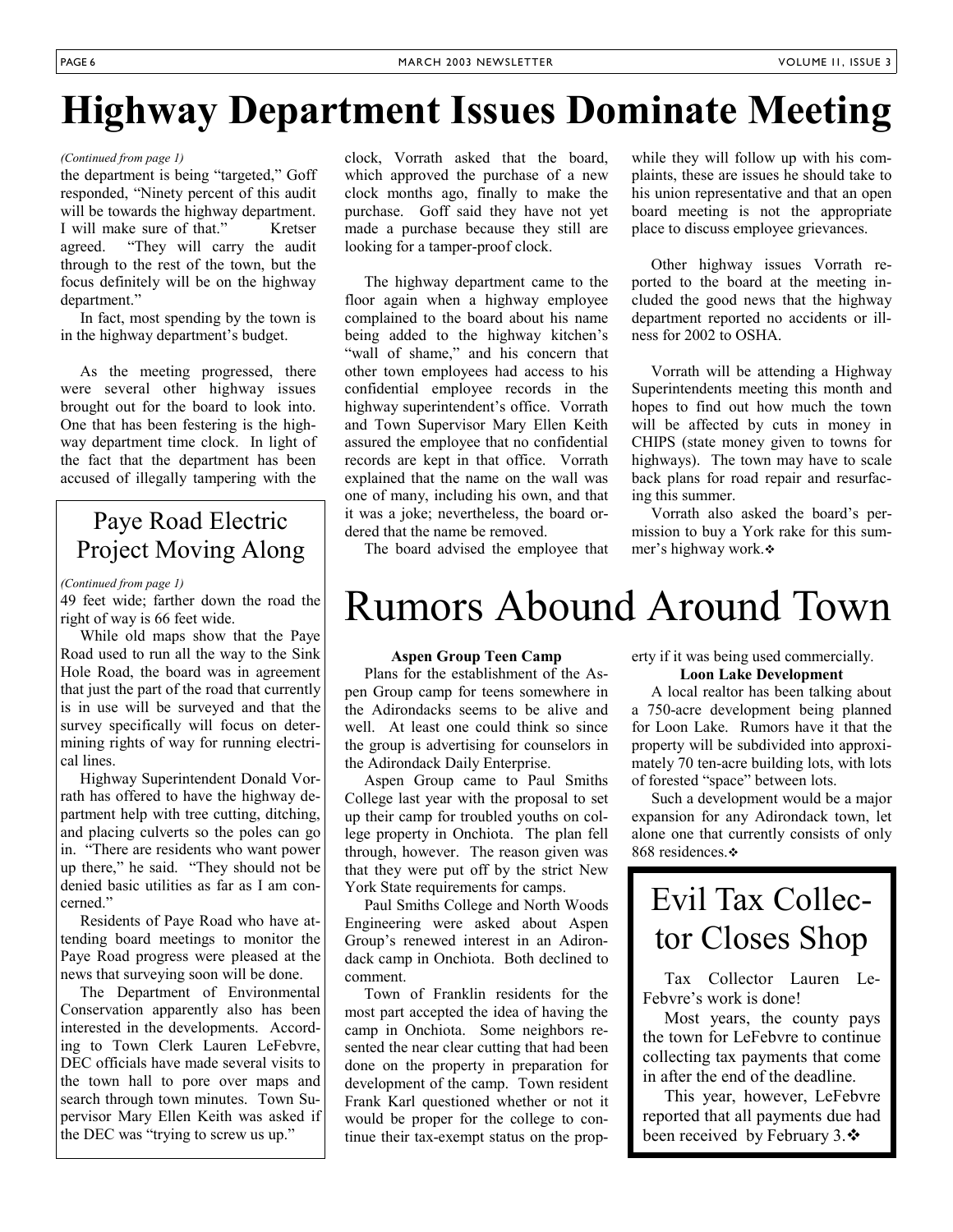# Highway Department Issues Dominate Meeting

*(Continued from page 1)*

the department is being "targeted," Goff responded, "Ninety percent of this audit will be towards the highway department. I will make sure of that." Kretser agreed. "They will carry the audit through to the rest of the town, but the focus definitely will be on the highway department."

In fact, most spending by the town is in the highway department's budget.

As the meeting progressed, there were several other highway issues brought out for the board to look into. One that has been festering is the highway department time clock. In light of the fact that the department has been accused of illegally tampering with the clock, Vorrath asked that the board, which approved the purchase of a new clock months ago, finally to make the purchase. Goff said they have not yet made a purchase because they still are looking for a tamper-proof clock.

The highway department came to the floor again when a highway employee complained to the board about his name being added to the highway kitchen's "wall of shame," and his concern that other town employees had access to his confidential employee records in the highway superintendent's office. Vorrath and Town Supervisor Mary Ellen Keith assured the employee that no confidential records are kept in that office. Vorrath explained that the name on the wall was one of many, including his own, and that it was a joke; nevertheless, the board ordered that the name be removed.

The board advised the employee that while they will follow up with his complaints, these are issues he should take to his union representative and that an open board meeting is not the appropriate place to discuss employee grievances.

Other highway issues Vorrath reported to the board at the meeting included the good news that the highway department reported no accidents or illness for 2002 to OSHA.

Vorrath will be attending a Highway Superintendents meeting this month and hopes to find out how much the town will be affected by cuts in money in CHIPS (state money given to towns for highways). The town may have to scale back plans for road repair and resurfacing this summer.

Vorrath also asked the board's permission to buy a York rake for this summer's highway work.❖

## Paye Road Electric Project Moving Along

*(Continued from page 1)*

49 feet wide; farther down the road the right of way is 66 feet wide.

While old maps show that the Paye Road used to run all the way to the Sink Hole Road, the board was in agreement that just the part of the road that currently is in use will be surveyed and that the survey specifically will focus on determining rights of way for running electrical lines.

Highway Superintendent Donald Vorrath has offered to have the highway department help with tree cutting, ditching, and placing culverts so the poles can go in. "There are residents who want power up there," he said. "They should not be denied basic utilities as far as I am concerned."

Residents of Paye Road who have attending board meetings to monitor the Paye Road progress were pleased at the news that surveying soon will be done.

The Department of Environmental Conservation apparently also has been interested in the developments. According to Town Clerk Lauren LeFebvre, DEC officials have made several visits to the town hall to pore over maps and search through town minutes. Town Supervisor Mary Ellen Keith was asked if the DEC was "trying to screw us up."

# Rumors Abound Around Town

**Aspen Group Teen Camp**

Plans for the establishment of the Aspen Group camp for teens somewhere in the Adirondacks seems to be alive and well. At least one could think so since the group is advertising for counselors in the Adirondack Daily Enterprise.

Aspen Group came to Paul Smiths College last year with the proposal to set up their camp for troubled youths on college property in Onchiota. The plan fell through, however. The reason given was that they were put off by the strict New York State requirements for camps.

Paul Smiths College and North Woods Engineering were asked about Aspen Group's renewed interest in an Adirondack camp in Onchiota. Both declined to comment.

Town of Franklin residents for the most part accepted the idea of having the camp in Onchiota. Some neighbors resented the near clear cutting that had been done on the property in preparation for development of the camp. Town resident Frank Karl questioned whether or not it would be proper for the college to continue their tax-exempt status on the property if it was being used commercially.

**Loon Lake Development**

A local realtor has been talking about a 750-acre development being planned for Loon Lake. Rumors have it that the property will be subdivided into approximately 70 ten-acre building lots, with lots of forested "space" between lots.

Such a development would be a major expansion for any Adirondack town, let alone one that currently consists of only 868 residences.❖

## Evil Tax Collector Closes Shop

Tax Collector Lauren LeFebvre's work is done!

Most years, the county pays the town for LeFebvre to continue collecting tax payments that come in after the end of the deadline.

This year, however, LeFebvre reported that all payments due had been received by February 3.❖